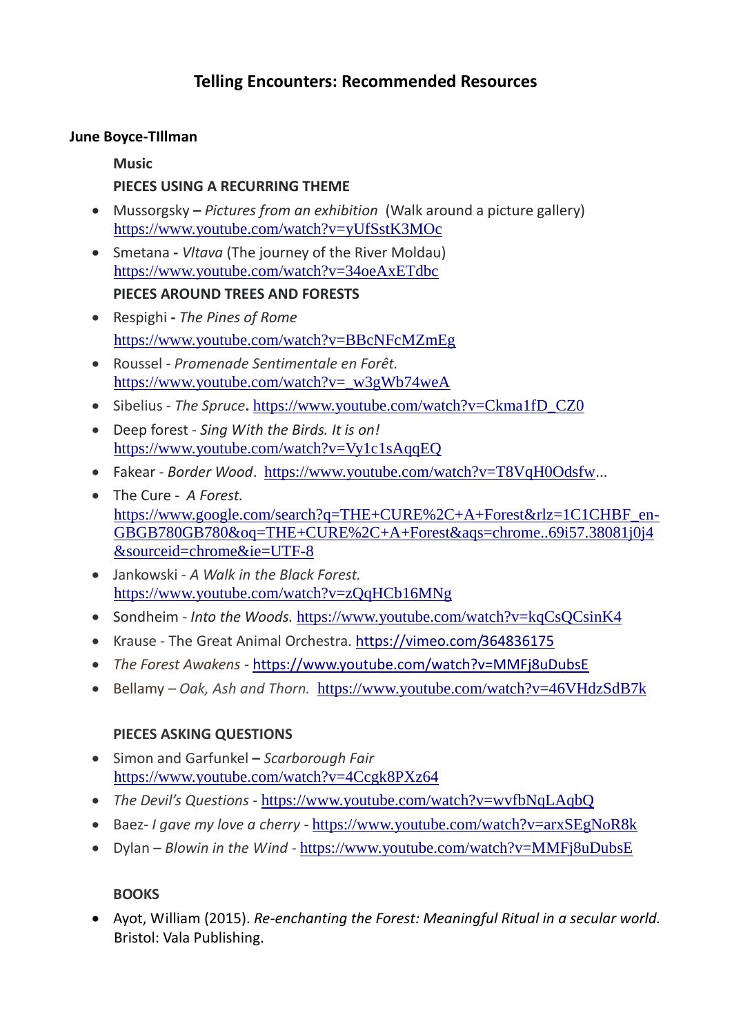# Telling Encounters: Recommended Resources

## June Boyce-TIllman

### Music

**PIECES USING A RECURRING THEME**

- Mussorgsky **–** *Pictures from an exhibition* (Walk around a picture gallery) https://www.youtube.com/watch?v=yUfSstK3MOc
- Smetana **-** *Vltava* (The journey of the River Moldau) https://www.youtube.com/watch?v=34oeAxETdbc

**PIECES AROUND TREES AND FORESTS**

- Respighi **-** *The Pines of Rome* https://www.youtube.com/watch?v=BBcNFcMZmEg
- Roussel - *Promenade Sentimentale en Forêt.* https://www.youtube.com/watch?v=_w3gWb74weA
- Sibelius - *The Spruce***.** https://www.youtube.com/watch?v=Ckma1fD_CZ0
- Deep forest - *Sing With the Birds. It is on!* https://www.youtube.com/watch?v=Vy1c1sAqqEQ
- Fakear - *Border Wood*. https://www.youtube.com/watch?v=T8VqH0Odsfw...
- The Cure - *A Forest.* https://www.google.com/search?q=THE+CURE%2C+A+Forest&rlz=1C1CHBF_en-GBGB780GB780&oq=THE+CURE%2C+A+Forest&aqs=chrome..69i57.38081j0j4&sourceid=chrome&ie=UTF-8
- Jankowski - *A Walk in the Black Forest.* https://www.youtube.com/watch?v=zQqHCb16MNg
- Sondheim - *Into the Woods.* https://www.youtube.com/watch?v=kqCsQCsinK4
- Krause - The Great Animal Orchestra. https://vimeo.com/364836175
- *The Forest Awakens* - https://www.youtube.com/watch?v=MMFj8uDubsE
- Bellamy – *Oak, Ash and Thorn.* https://www.youtube.com/watch?v=46VHdzSdB7k

**PIECES ASKING QUESTIONS**

- Simon and Garfunkel **–** *Scarborough Fair* https://www.youtube.com/watch?v=4Ccgk8PXz64
- *The Devil's Questions* - https://www.youtube.com/watch?v=wvfbNqLAqbQ
- Baez- *I gave my love a cherry* - https://www.youtube.com/watch?v=arxSEgNoR8k
- Dylan – *Blowin in the Wind* - https://www.youtube.com/watch?v=MMFj8uDubsE

**BOOKS**

- Ayot, William (2015). *Re-enchanting the Forest: Meaningful Ritual in a secular world.* Bristol: Vala Publishing.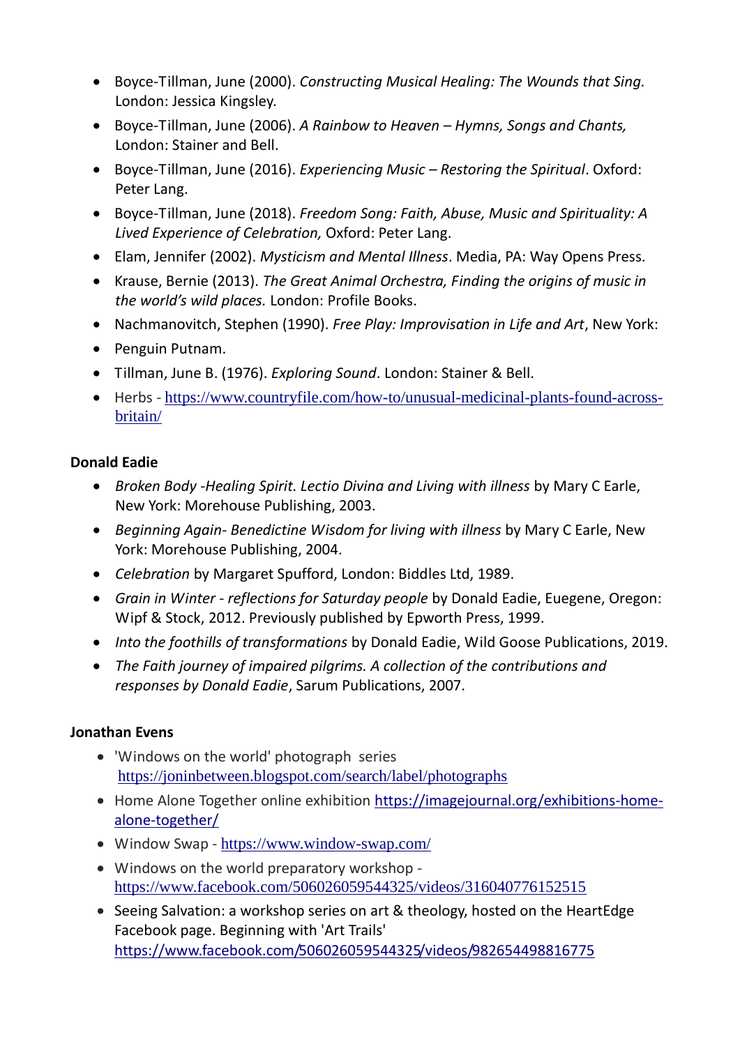- Boyce-Tillman, June (2000). *Constructing Musical Healing: The Wounds that Sing.* London: Jessica Kingsley.
- Boyce-Tillman, June (2006). *A Rainbow to Heaven – Hymns, Songs and Chants,* London: Stainer and Bell.
- Boyce-Tillman, June (2016). *Experiencing Music – Restoring the Spiritual*. Oxford: Peter Lang.
- Boyce-Tillman, June (2018). *Freedom Song: Faith, Abuse, Music and Spirituality: A Lived Experience of Celebration,* Oxford: Peter Lang.
- Elam, Jennifer (2002). *Mysticism and Mental Illness*. Media, PA: Way Opens Press.
- Krause, Bernie (2013). *The Great Animal Orchestra, Finding the origins of music in the world's wild places.* London: Profile Books.
- Nachmanovitch, Stephen (1990). *Free Play: Improvisation in Life and Art*, New York:
- Penguin Putnam.
- Tillman, June B. (1976). *Exploring Sound*. London: Stainer & Bell.
- Herbs - https://www.countryfile.com/how-to/unusual-medicinal-plants-found-across-britain/

**Donald Eadie**

- *Broken Body -Healing Spirit. Lectio Divina and Living with illness* by Mary C Earle, New York: Morehouse Publishing, 2003.
- *Beginning Again- Benedictine Wisdom for living with illness* by Mary C Earle, New York: Morehouse Publishing, 2004.
- *Celebration* by Margaret Spufford, London: Biddles Ltd, 1989.
- *Grain in Winter - reflections for Saturday people* by Donald Eadie, Euegene, Oregon: Wipf & Stock, 2012. Previously published by Epworth Press, 1999.
- *Into the foothills of transformations* by Donald Eadie, Wild Goose Publications, 2019.
- *The Faith journey of impaired pilgrims. A collection of the contributions and responses by Donald Eadie*, Sarum Publications, 2007.

**Jonathan Evens**

- 'Windows on the world' photograph series https://joninbetween.blogspot.com/search/label/photographs
- Home Alone Together online exhibition https://imagejournal.org/exhibitions-home-alone-together/
- Window Swap - https://www.window-swap.com/
- Windows on the world preparatory workshop - https://www.facebook.com/506026059544325/videos/316040776152515
- Seeing Salvation: a workshop series on art & theology, hosted on the HeartEdge Facebook page. Beginning with 'Art Trails' https://www.facebook.com/506026059544325/videos/982654498816775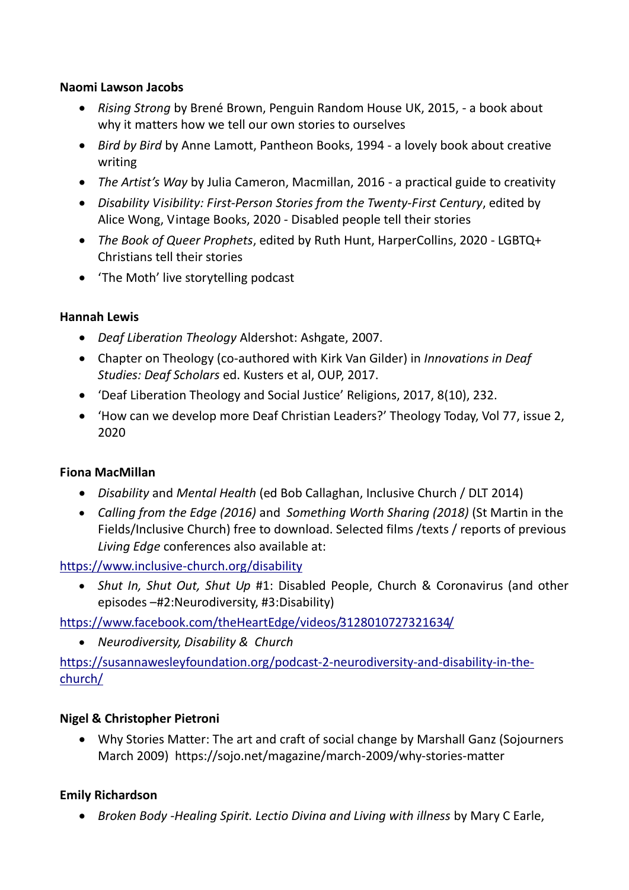**Naomi Lawson Jacobs**

- *Rising Strong* by Brené Brown, Penguin Random House UK, 2015, - a book about why it matters how we tell our own stories to ourselves
- *Bird by Bird* by Anne Lamott, Pantheon Books, 1994 - a lovely book about creative writing
- *The Artist's Way* by Julia Cameron, Macmillan, 2016 - a practical guide to creativity
- *Disability Visibility: First-Person Stories from the Twenty-First Century*, edited by Alice Wong, Vintage Books, 2020 - Disabled people tell their stories
- *The Book of Queer Prophets*, edited by Ruth Hunt, HarperCollins, 2020 - LGBTQ+ Christians tell their stories
- 'The Moth' live storytelling podcast

**Hannah Lewis**

- *Deaf Liberation Theology* Aldershot: Ashgate, 2007.
- Chapter on Theology (co-authored with Kirk Van Gilder) in *Innovations in Deaf Studies: Deaf Scholars* ed. Kusters et al, OUP, 2017.
- 'Deaf Liberation Theology and Social Justice' Religions, 2017, 8(10), 232.
- 'How can we develop more Deaf Christian Leaders?' Theology Today, Vol 77, issue 2, 2020

**Fiona MacMillan**

- *Disability* and *Mental Health* (ed Bob Callaghan, Inclusive Church / DLT 2014)
- *Calling from the Edge (2016)* and *Something Worth Sharing (2018)* (St Martin in the Fields/Inclusive Church) free to download. Selected films /texts / reports of previous *Living Edge* conferences also available at:

https://www.inclusive-church.org/disability

- *Shut In, Shut Out, Shut Up* #1: Disabled People, Church & Coronavirus (and other episodes –#2:Neurodiversity, #3:Disability)

https://www.facebook.com/theHeartEdge/videos/3128010727321634/

- *Neurodiversity, Disability & Church*

https://susannawesleyfoundation.org/podcast-2-neurodiversity-and-disability-in-the-church/

**Nigel & Christopher Pietroni**

- Why Stories Matter: The art and craft of social change by Marshall Ganz (Sojourners March 2009) https://sojo.net/magazine/march-2009/why-stories-matter

**Emily Richardson**

- *Broken Body -Healing Spirit. Lectio Divina and Living with illness* by Mary C Earle,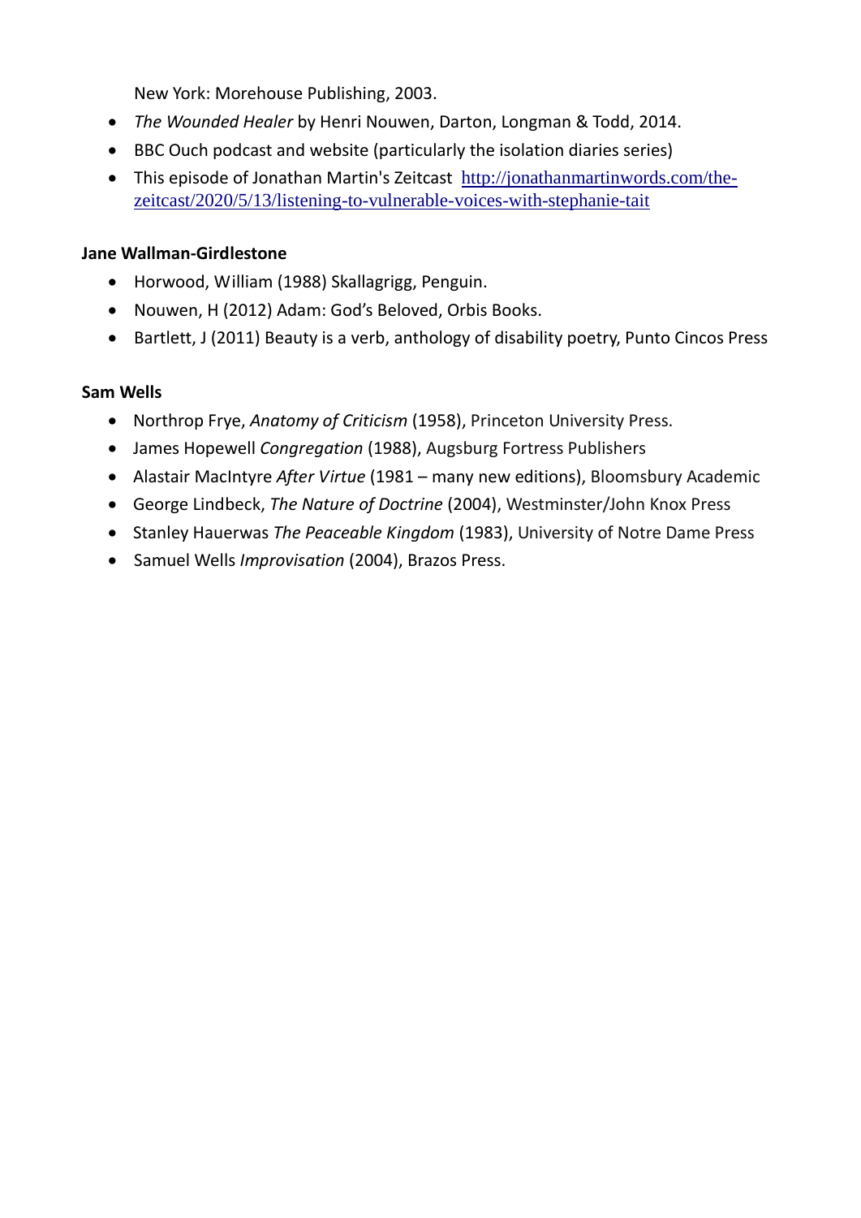New York: Morehouse Publishing, 2003.

- *The Wounded Healer* by Henri Nouwen, Darton, Longman & Todd, 2014.
- BBC Ouch podcast and website (particularly the isolation diaries series)
- This episode of Jonathan Martin's Zeitcast http://jonathanmartinwords.com/the-zeitcast/2020/5/13/listening-to-vulnerable-voices-with-stephanie-tait

**Jane Wallman-Girdlestone**

- Horwood, William (1988) Skallagrigg, Penguin.
- Nouwen, H (2012) Adam: God's Beloved, Orbis Books.
- Bartlett, J (2011) Beauty is a verb, anthology of disability poetry, Punto Cincos Press

**Sam Wells**

- Northrop Frye, *Anatomy of Criticism* (1958), Princeton University Press.
- James Hopewell *Congregation* (1988), Augsburg Fortress Publishers
- Alastair MacIntyre *After Virtue* (1981 – many new editions), Bloomsbury Academic
- George Lindbeck, *The Nature of Doctrine* (2004), Westminster/John Knox Press
- Stanley Hauerwas *The Peaceable Kingdom* (1983), University of Notre Dame Press
- Samuel Wells *Improvisation* (2004), Brazos Press.